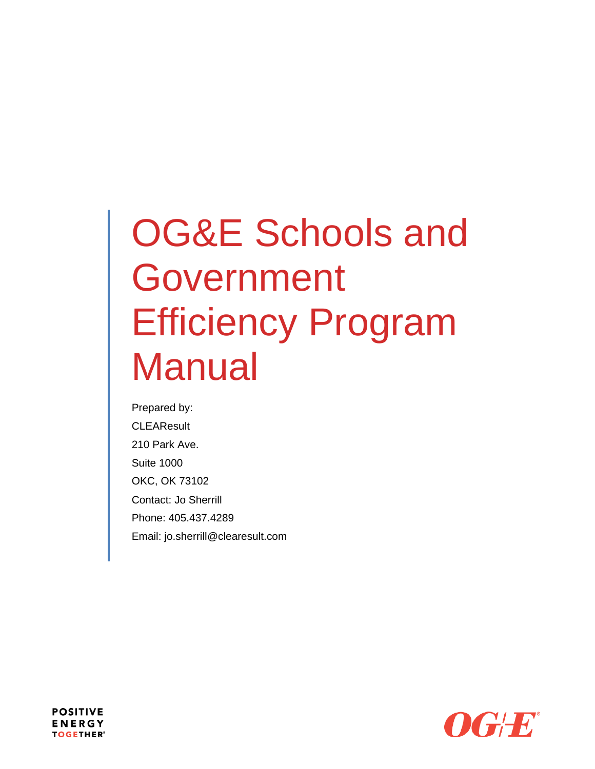# OG&E Schools and Government Efficiency Program Manual

Prepared by:

CLEAResult

210 Park Ave.

Suite 1000

OKC, OK 73102

Contact: Jo Sherrill

Phone: 405.437.4289

Email: jo.sherrill@clearesult.com

POSITIVE
ENERGY
TOGETHER®

OG&E®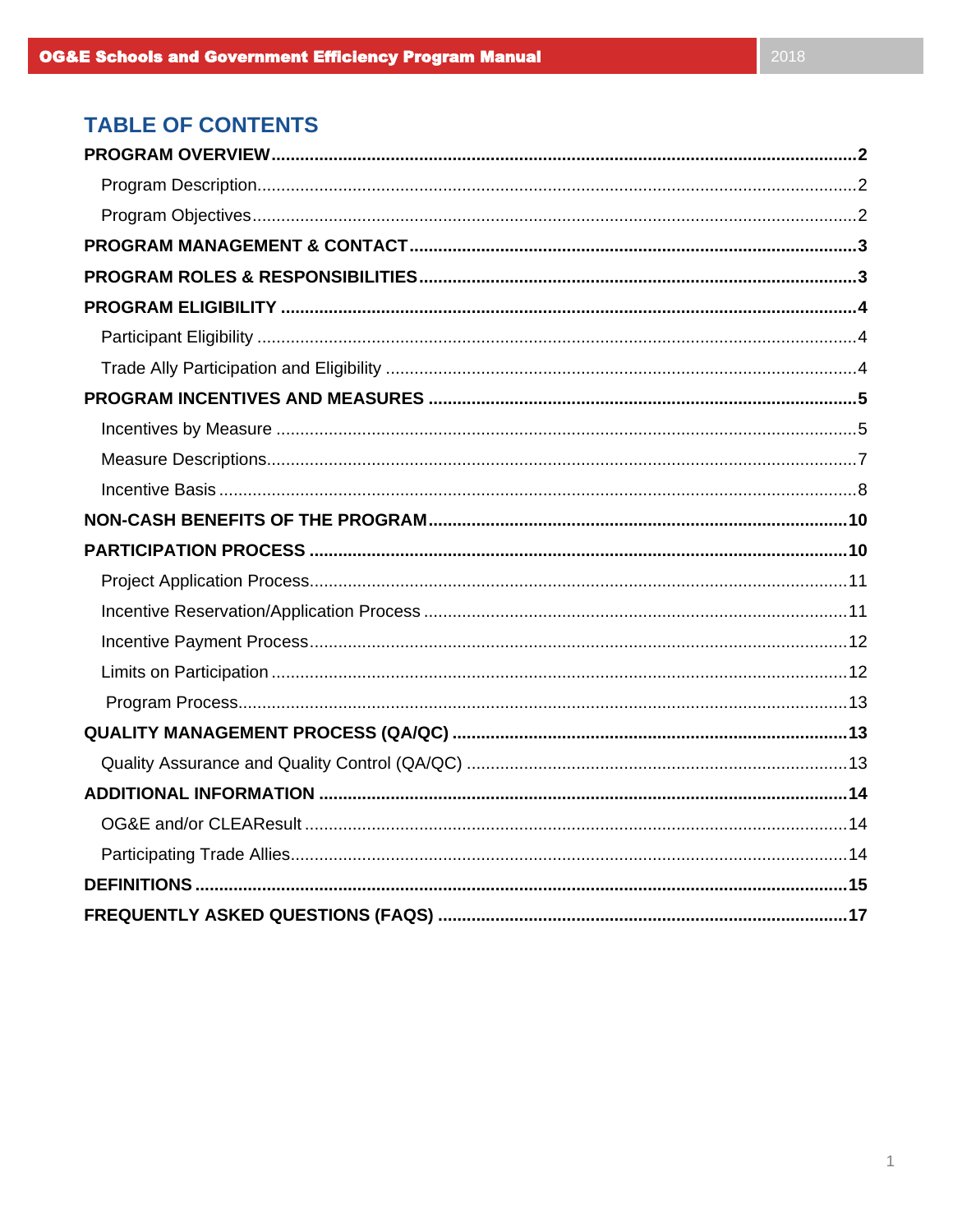# TABLE OF CONTENTS

**PROGRAM OVERVIEW** ........................................................ **2**

- Program Description ........................................................ 2
- Program Objectives ........................................................ 2

**PROGRAM MANAGEMENT & CONTACT** ........................................................ **3**

**PROGRAM ROLES & RESPONSIBILITIES** ........................................................ **3**

**PROGRAM ELIGIBILITY** ........................................................ **4**

- Participant Eligibility ........................................................ 4
- Trade Ally Participation and Eligibility ........................................................ 4

**PROGRAM INCENTIVES AND MEASURES** ........................................................ **5**

- Incentives by Measure ........................................................ 5
- Measure Descriptions ........................................................ 7
- Incentive Basis ........................................................ 8

**NON-CASH BENEFITS OF THE PROGRAM** ........................................................ **10**

**PARTICIPATION PROCESS** ........................................................ **10**

- Project Application Process ........................................................ 11
- Incentive Reservation/Application Process ........................................................ 11
- Incentive Payment Process ........................................................ 12
- Limits on Participation ........................................................ 12
- Program Process ........................................................ 13

**QUALITY MANAGEMENT PROCESS (QA/QC)** ........................................................ **13**

- Quality Assurance and Quality Control (QA/QC) ........................................................ 13

**ADDITIONAL INFORMATION** ........................................................ **14**

- OG&E and/or CLEAResult ........................................................ 14
- Participating Trade Allies ........................................................ 14

**DEFINITIONS** ........................................................ **15**

**FREQUENTLY ASKED QUESTIONS (FAQS)** ........................................................ **17**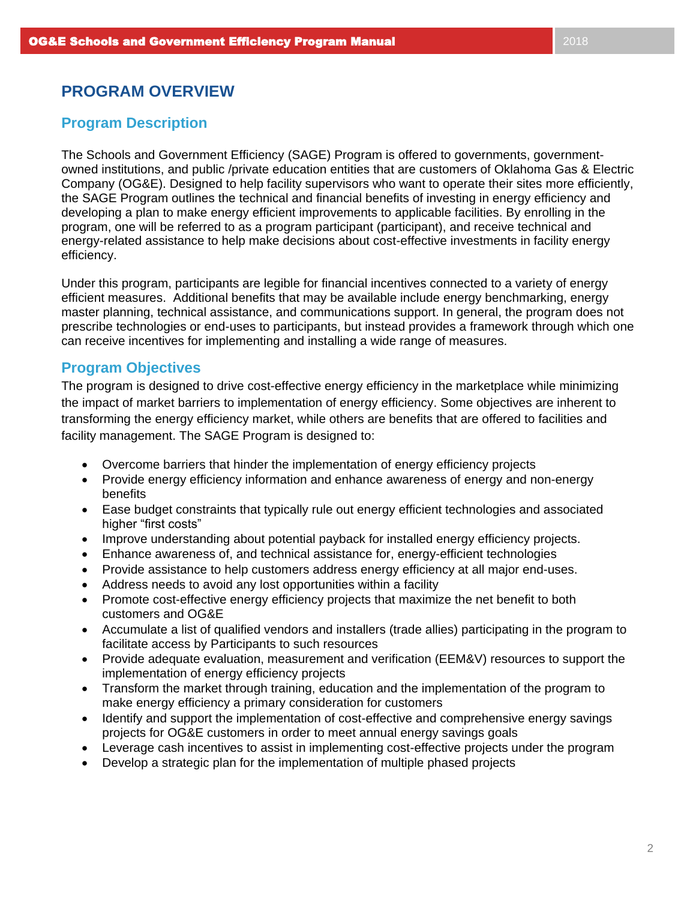## PROGRAM OVERVIEW

### Program Description

The Schools and Government Efficiency (SAGE) Program is offered to governments, government-owned institutions, and public /private education entities that are customers of Oklahoma Gas & Electric Company (OG&E). Designed to help facility supervisors who want to operate their sites more efficiently, the SAGE Program outlines the technical and financial benefits of investing in energy efficiency and developing a plan to make energy efficient improvements to applicable facilities. By enrolling in the program, one will be referred to as a program participant (participant), and receive technical and energy-related assistance to help make decisions about cost-effective investments in facility energy efficiency.

Under this program, participants are legible for financial incentives connected to a variety of energy efficient measures. Additional benefits that may be available include energy benchmarking, energy master planning, technical assistance, and communications support. In general, the program does not prescribe technologies or end-uses to participants, but instead provides a framework through which one can receive incentives for implementing and installing a wide range of measures.

### Program Objectives

The program is designed to drive cost-effective energy efficiency in the marketplace while minimizing the impact of market barriers to implementation of energy efficiency. Some objectives are inherent to transforming the energy efficiency market, while others are benefits that are offered to facilities and facility management. The SAGE Program is designed to:

- Overcome barriers that hinder the implementation of energy efficiency projects
- Provide energy efficiency information and enhance awareness of energy and non-energy benefits
- Ease budget constraints that typically rule out energy efficient technologies and associated higher "first costs"
- Improve understanding about potential payback for installed energy efficiency projects.
- Enhance awareness of, and technical assistance for, energy-efficient technologies
- Provide assistance to help customers address energy efficiency at all major end-uses.
- Address needs to avoid any lost opportunities within a facility
- Promote cost-effective energy efficiency projects that maximize the net benefit to both customers and OG&E
- Accumulate a list of qualified vendors and installers (trade allies) participating in the program to facilitate access by Participants to such resources
- Provide adequate evaluation, measurement and verification (EEM&V) resources to support the implementation of energy efficiency projects
- Transform the market through training, education and the implementation of the program to make energy efficiency a primary consideration for customers
- Identify and support the implementation of cost-effective and comprehensive energy savings projects for OG&E customers in order to meet annual energy savings goals
- Leverage cash incentives to assist in implementing cost-effective projects under the program
- Develop a strategic plan for the implementation of multiple phased projects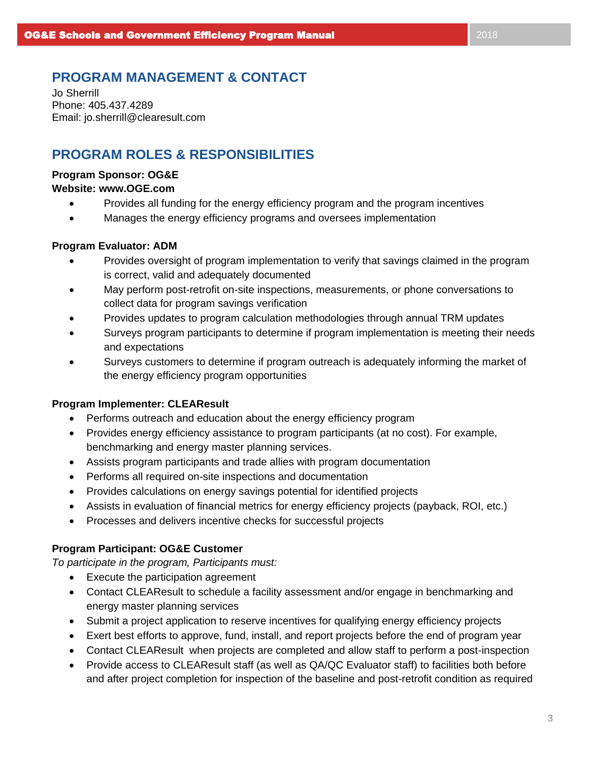## PROGRAM MANAGEMENT & CONTACT

Jo Sherrill
Phone: 405.437.4289
Email: jo.sherrill@clearesult.com

## PROGRAM ROLES & RESPONSIBILITIES

**Program Sponsor: OG&E**
**Website: www.OGE.com**

- Provides all funding for the energy efficiency program and the program incentives
- Manages the energy efficiency programs and oversees implementation

**Program Evaluator: ADM**

- Provides oversight of program implementation to verify that savings claimed in the program is correct, valid and adequately documented
- May perform post-retrofit on-site inspections, measurements, or phone conversations to collect data for program savings verification
- Provides updates to program calculation methodologies through annual TRM updates
- Surveys program participants to determine if program implementation is meeting their needs and expectations
- Surveys customers to determine if program outreach is adequately informing the market of the energy efficiency program opportunities

**Program Implementer: CLEAResult**

- Performs outreach and education about the energy efficiency program
- Provides energy efficiency assistance to program participants (at no cost). For example, benchmarking and energy master planning services.
- Assists program participants and trade allies with program documentation
- Performs all required on-site inspections and documentation
- Provides calculations on energy savings potential for identified projects
- Assists in evaluation of financial metrics for energy efficiency projects (payback, ROI, etc.)
- Processes and delivers incentive checks for successful projects

**Program Participant: OG&E Customer**

*To participate in the program, Participants must:*

- Execute the participation agreement
- Contact CLEAResult to schedule a facility assessment and/or engage in benchmarking and energy master planning services
- Submit a project application to reserve incentives for qualifying energy efficiency projects
- Exert best efforts to approve, fund, install, and report projects before the end of program year
- Contact CLEAResult when projects are completed and allow staff to perform a post-inspection
- Provide access to CLEAResult staff (as well as QA/QC Evaluator staff) to facilities both before and after project completion for inspection of the baseline and post-retrofit condition as required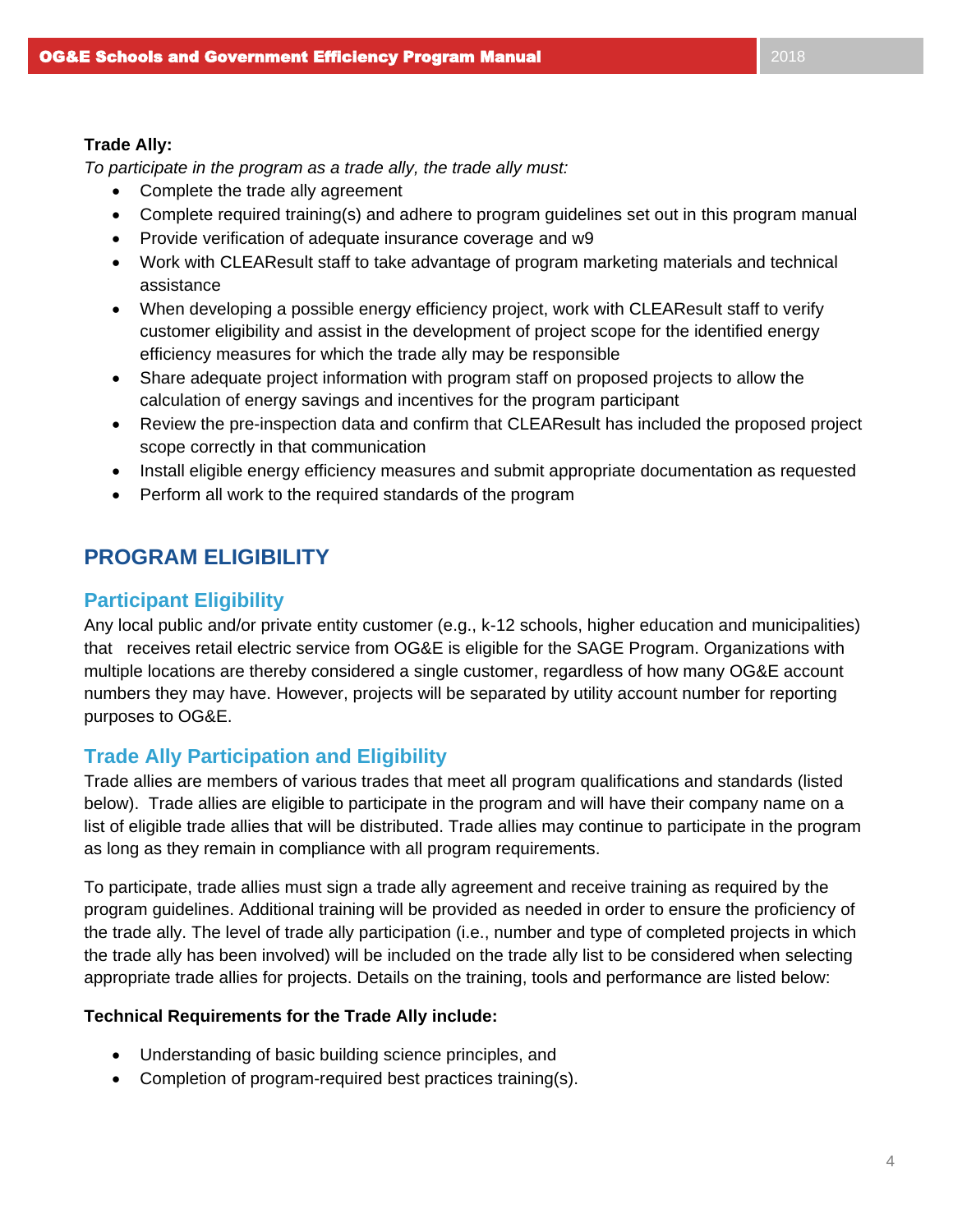**Trade Ally:**

*To participate in the program as a trade ally, the trade ally must:*

- Complete the trade ally agreement
- Complete required training(s) and adhere to program guidelines set out in this program manual
- Provide verification of adequate insurance coverage and w9
- Work with CLEAResult staff to take advantage of program marketing materials and technical assistance
- When developing a possible energy efficiency project, work with CLEAResult staff to verify customer eligibility and assist in the development of project scope for the identified energy efficiency measures for which the trade ally may be responsible
- Share adequate project information with program staff on proposed projects to allow the calculation of energy savings and incentives for the program participant
- Review the pre-inspection data and confirm that CLEAResult has included the proposed project scope correctly in that communication
- Install eligible energy efficiency measures and submit appropriate documentation as requested
- Perform all work to the required standards of the program

## PROGRAM ELIGIBILITY

### Participant Eligibility

Any local public and/or private entity customer (e.g., k-12 schools, higher education and municipalities) that receives retail electric service from OG&E is eligible for the SAGE Program. Organizations with multiple locations are thereby considered a single customer, regardless of how many OG&E account numbers they may have. However, projects will be separated by utility account number for reporting purposes to OG&E.

### Trade Ally Participation and Eligibility

Trade allies are members of various trades that meet all program qualifications and standards (listed below). Trade allies are eligible to participate in the program and will have their company name on a list of eligible trade allies that will be distributed. Trade allies may continue to participate in the program as long as they remain in compliance with all program requirements.

To participate, trade allies must sign a trade ally agreement and receive training as required by the program guidelines. Additional training will be provided as needed in order to ensure the proficiency of the trade ally. The level of trade ally participation (i.e., number and type of completed projects in which the trade ally has been involved) will be included on the trade ally list to be considered when selecting appropriate trade allies for projects. Details on the training, tools and performance are listed below:

**Technical Requirements for the Trade Ally include:**

- Understanding of basic building science principles, and
- Completion of program-required best practices training(s).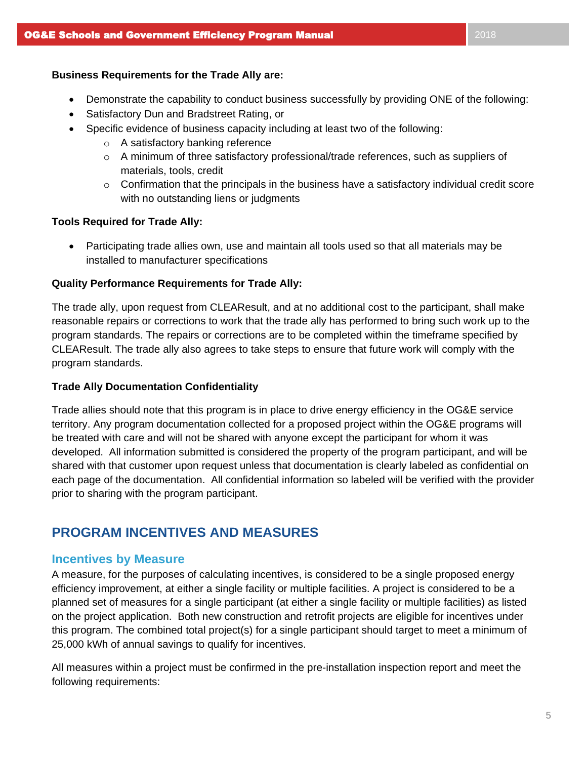**Business Requirements for the Trade Ally are:**

- Demonstrate the capability to conduct business successfully by providing ONE of the following:
- Satisfactory Dun and Bradstreet Rating, or
- Specific evidence of business capacity including at least two of the following:
  - A satisfactory banking reference
  - A minimum of three satisfactory professional/trade references, such as suppliers of materials, tools, credit
  - Confirmation that the principals in the business have a satisfactory individual credit score with no outstanding liens or judgments

**Tools Required for Trade Ally:**

- Participating trade allies own, use and maintain all tools used so that all materials may be installed to manufacturer specifications

**Quality Performance Requirements for Trade Ally:**

The trade ally, upon request from CLEAResult, and at no additional cost to the participant, shall make reasonable repairs or corrections to work that the trade ally has performed to bring such work up to the program standards. The repairs or corrections are to be completed within the timeframe specified by CLEAResult. The trade ally also agrees to take steps to ensure that future work will comply with the program standards.

**Trade Ally Documentation Confidentiality**

Trade allies should note that this program is in place to drive energy efficiency in the OG&E service territory. Any program documentation collected for a proposed project within the OG&E programs will be treated with care and will not be shared with anyone except the participant for whom it was developed. All information submitted is considered the property of the program participant, and will be shared with that customer upon request unless that documentation is clearly labeled as confidential on each page of the documentation. All confidential information so labeled will be verified with the provider prior to sharing with the program participant.

## PROGRAM INCENTIVES AND MEASURES

### Incentives by Measure

A measure, for the purposes of calculating incentives, is considered to be a single proposed energy efficiency improvement, at either a single facility or multiple facilities. A project is considered to be a planned set of measures for a single participant (at either a single facility or multiple facilities) as listed on the project application. Both new construction and retrofit projects are eligible for incentives under this program. The combined total project(s) for a single participant should target to meet a minimum of 25,000 kWh of annual savings to qualify for incentives.

All measures within a project must be confirmed in the pre-installation inspection report and meet the following requirements: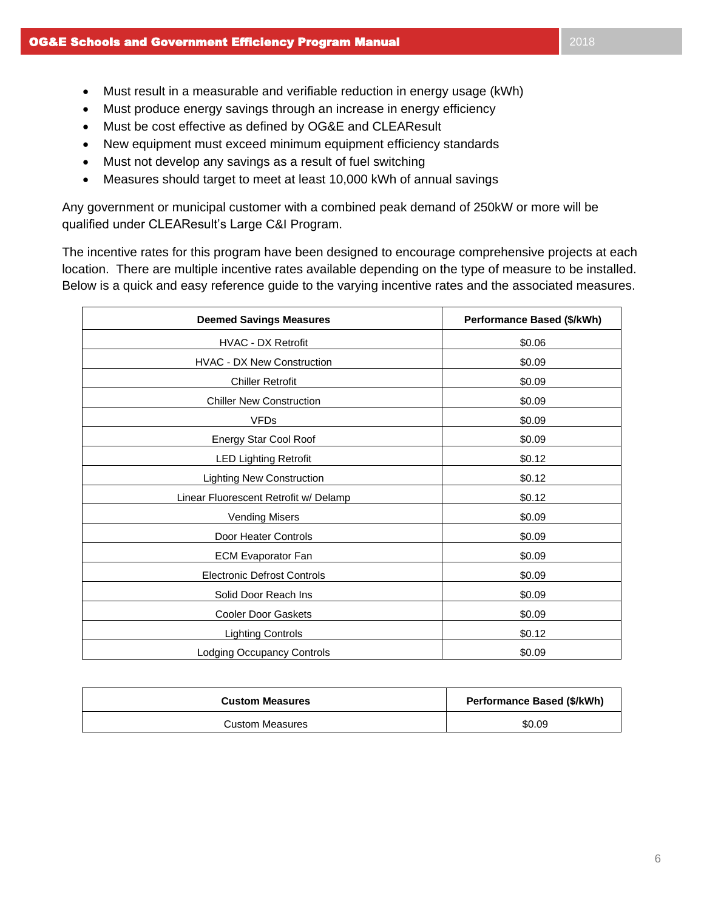- Must result in a measurable and verifiable reduction in energy usage (kWh)
- Must produce energy savings through an increase in energy efficiency
- Must be cost effective as defined by OG&E and CLEAResult
- New equipment must exceed minimum equipment efficiency standards
- Must not develop any savings as a result of fuel switching
- Measures should target to meet at least 10,000 kWh of annual savings

Any government or municipal customer with a combined peak demand of 250kW or more will be qualified under CLEAResult's Large C&I Program.

The incentive rates for this program have been designed to encourage comprehensive projects at each location. There are multiple incentive rates available depending on the type of measure to be installed. Below is a quick and easy reference guide to the varying incentive rates and the associated measures.

| Deemed Savings Measures | Performance Based ($/kWh) |
|---|---|
| HVAC - DX Retrofit | $0.06 |
| HVAC - DX New Construction | $0.09 |
| Chiller Retrofit | $0.09 |
| Chiller New Construction | $0.09 |
| VFDs | $0.09 |
| Energy Star Cool Roof | $0.09 |
| LED Lighting Retrofit | $0.12 |
| Lighting New Construction | $0.12 |
| Linear Fluorescent Retrofit w/ Delamp | $0.12 |
| Vending Misers | $0.09 |
| Door Heater Controls | $0.09 |
| ECM Evaporator Fan | $0.09 |
| Electronic Defrost Controls | $0.09 |
| Solid Door Reach Ins | $0.09 |
| Cooler Door Gaskets | $0.09 |
| Lighting Controls | $0.12 |
| Lodging Occupancy Controls | $0.09 |

| Custom Measures | Performance Based ($/kWh) |
|---|---|
| Custom Measures | $0.09 |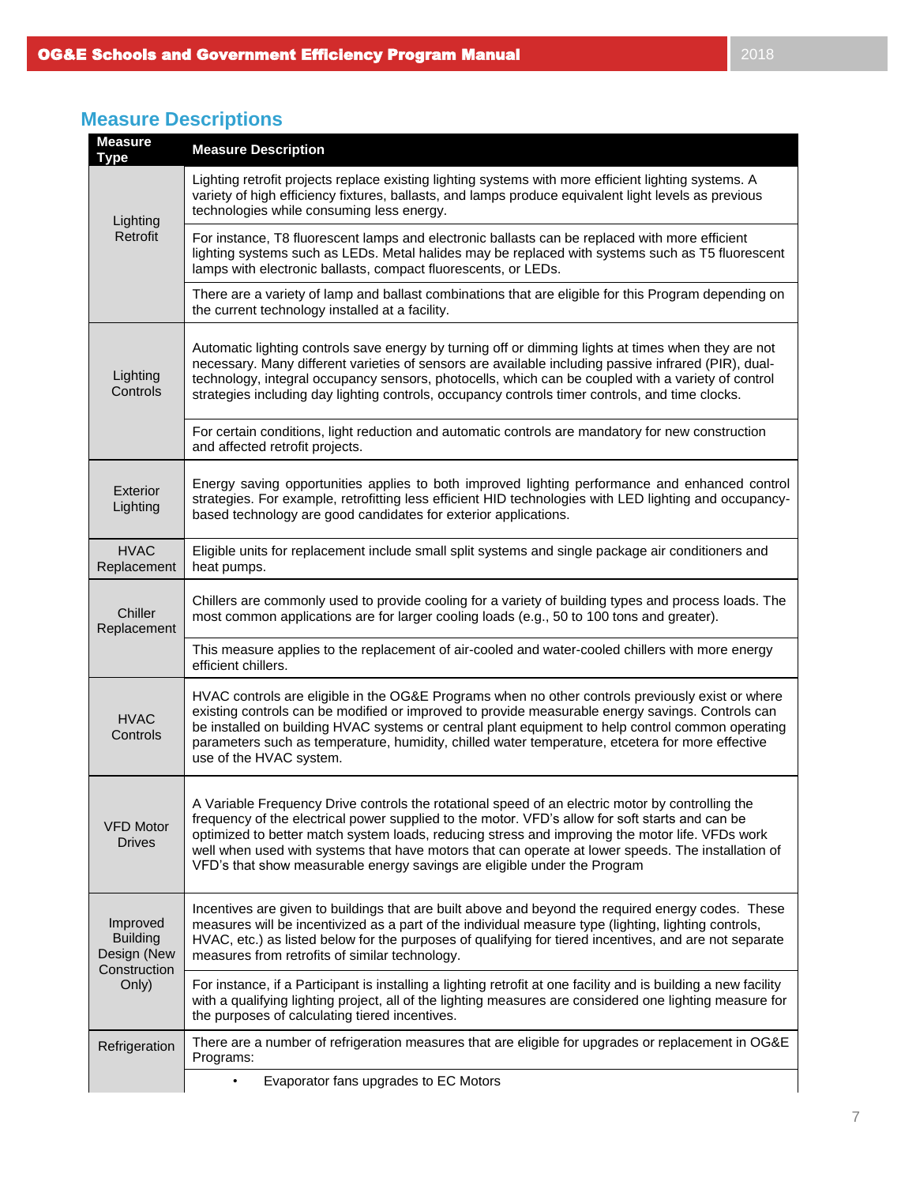## Measure Descriptions

| Measure Type | Measure Description |
|---|---|
| Lighting Retrofit | Lighting retrofit projects replace existing lighting systems with more efficient lighting systems. A variety of high efficiency fixtures, ballasts, and lamps produce equivalent light levels as previous technologies while consuming less energy. |
| | For instance, T8 fluorescent lamps and electronic ballasts can be replaced with more efficient lighting systems such as LEDs. Metal halides may be replaced with systems such as T5 fluorescent lamps with electronic ballasts, compact fluorescents, or LEDs. |
| | There are a variety of lamp and ballast combinations that are eligible for this Program depending on the current technology installed at a facility. |
| Lighting Controls | Automatic lighting controls save energy by turning off or dimming lights at times when they are not necessary. Many different varieties of sensors are available including passive infrared (PIR), dual-technology, integral occupancy sensors, photocells, which can be coupled with a variety of control strategies including day lighting controls, occupancy controls timer controls, and time clocks. |
| | For certain conditions, light reduction and automatic controls are mandatory for new construction and affected retrofit projects. |
| Exterior Lighting | Energy saving opportunities applies to both improved lighting performance and enhanced control strategies. For example, retrofitting less efficient HID technologies with LED lighting and occupancy-based technology are good candidates for exterior applications. |
| HVAC Replacement | Eligible units for replacement include small split systems and single package air conditioners and heat pumps. |
| Chiller Replacement | Chillers are commonly used to provide cooling for a variety of building types and process loads. The most common applications are for larger cooling loads (e.g., 50 to 100 tons and greater). |
| | This measure applies to the replacement of air-cooled and water-cooled chillers with more energy efficient chillers. |
| HVAC Controls | HVAC controls are eligible in the OG&E Programs when no other controls previously exist or where existing controls can be modified or improved to provide measurable energy savings. Controls can be installed on building HVAC systems or central plant equipment to help control common operating parameters such as temperature, humidity, chilled water temperature, etcetera for more effective use of the HVAC system. |
| VFD Motor Drives | A Variable Frequency Drive controls the rotational speed of an electric motor by controlling the frequency of the electrical power supplied to the motor. VFD's allow for soft starts and can be optimized to better match system loads, reducing stress and improving the motor life. VFDs work well when used with systems that have motors that can operate at lower speeds. The installation of VFD's that show measurable energy savings are eligible under the Program |
| Improved Building Design (New Construction Only) | Incentives are given to buildings that are built above and beyond the required energy codes. These measures will be incentivized as a part of the individual measure type (lighting, lighting controls, HVAC, etc.) as listed below for the purposes of qualifying for tiered incentives, and are not separate measures from retrofits of similar technology. |
| | For instance, if a Participant is installing a lighting retrofit at one facility and is building a new facility with a qualifying lighting project, all of the lighting measures are considered one lighting measure for the purposes of calculating tiered incentives. |
| Refrigeration | There are a number of refrigeration measures that are eligible for upgrades or replacement in OG&E Programs: |
| | • Evaporator fans upgrades to EC Motors |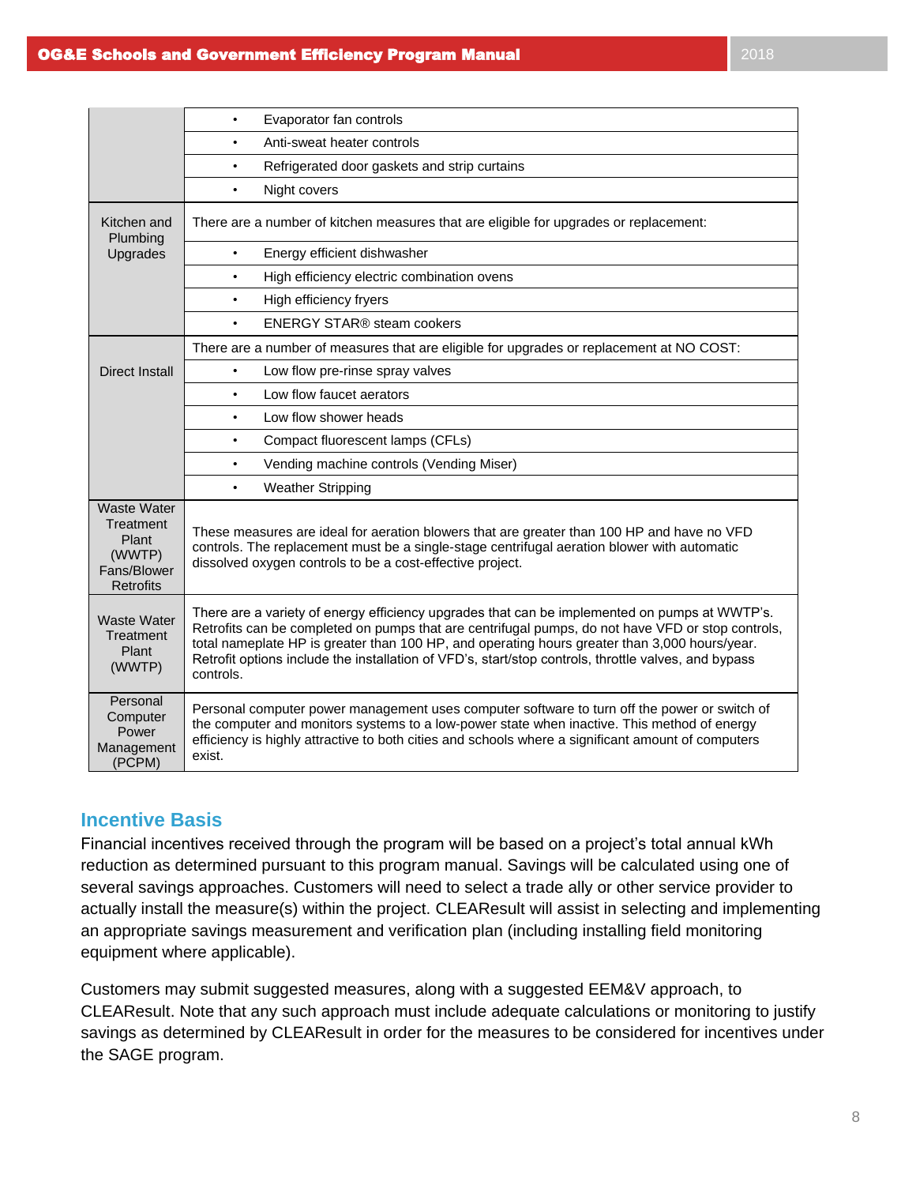| | |
|---|---|
| | • Evaporator fan controls |
| | • Anti-sweat heater controls |
| | • Refrigerated door gaskets and strip curtains |
| | • Night covers |
| Kitchen and Plumbing Upgrades | There are a number of kitchen measures that are eligible for upgrades or replacement: |
| | • Energy efficient dishwasher |
| | • High efficiency electric combination ovens |
| | • High efficiency fryers |
| | • ENERGY STAR® steam cookers |
| Direct Install | There are a number of measures that are eligible for upgrades or replacement at NO COST: |
| | • Low flow pre-rinse spray valves |
| | • Low flow faucet aerators |
| | • Low flow shower heads |
| | • Compact fluorescent lamps (CFLs) |
| | • Vending machine controls (Vending Miser) |
| | • Weather Stripping |
| Waste Water Treatment Plant (WWTP) Fans/Blower Retrofits | These measures are ideal for aeration blowers that are greater than 100 HP and have no VFD controls. The replacement must be a single-stage centrifugal aeration blower with automatic dissolved oxygen controls to be a cost-effective project. |
| Waste Water Treatment Plant (WWTP) | There are a variety of energy efficiency upgrades that can be implemented on pumps at WWTP's. Retrofits can be completed on pumps that are centrifugal pumps, do not have VFD or stop controls, total nameplate HP is greater than 100 HP, and operating hours greater than 3,000 hours/year. Retrofit options include the installation of VFD's, start/stop controls, throttle valves, and bypass controls. |
| Personal Computer Power Management (PCPM) | Personal computer power management uses computer software to turn off the power or switch of the computer and monitors systems to a low-power state when inactive. This method of energy efficiency is highly attractive to both cities and schools where a significant amount of computers exist. |

## Incentive Basis

Financial incentives received through the program will be based on a project's total annual kWh reduction as determined pursuant to this program manual. Savings will be calculated using one of several savings approaches. Customers will need to select a trade ally or other service provider to actually install the measure(s) within the project. CLEAResult will assist in selecting and implementing an appropriate savings measurement and verification plan (including installing field monitoring equipment where applicable).

Customers may submit suggested measures, along with a suggested EEM&V approach, to CLEAResult. Note that any such approach must include adequate calculations or monitoring to justify savings as determined by CLEAResult in order for the measures to be considered for incentives under the SAGE program.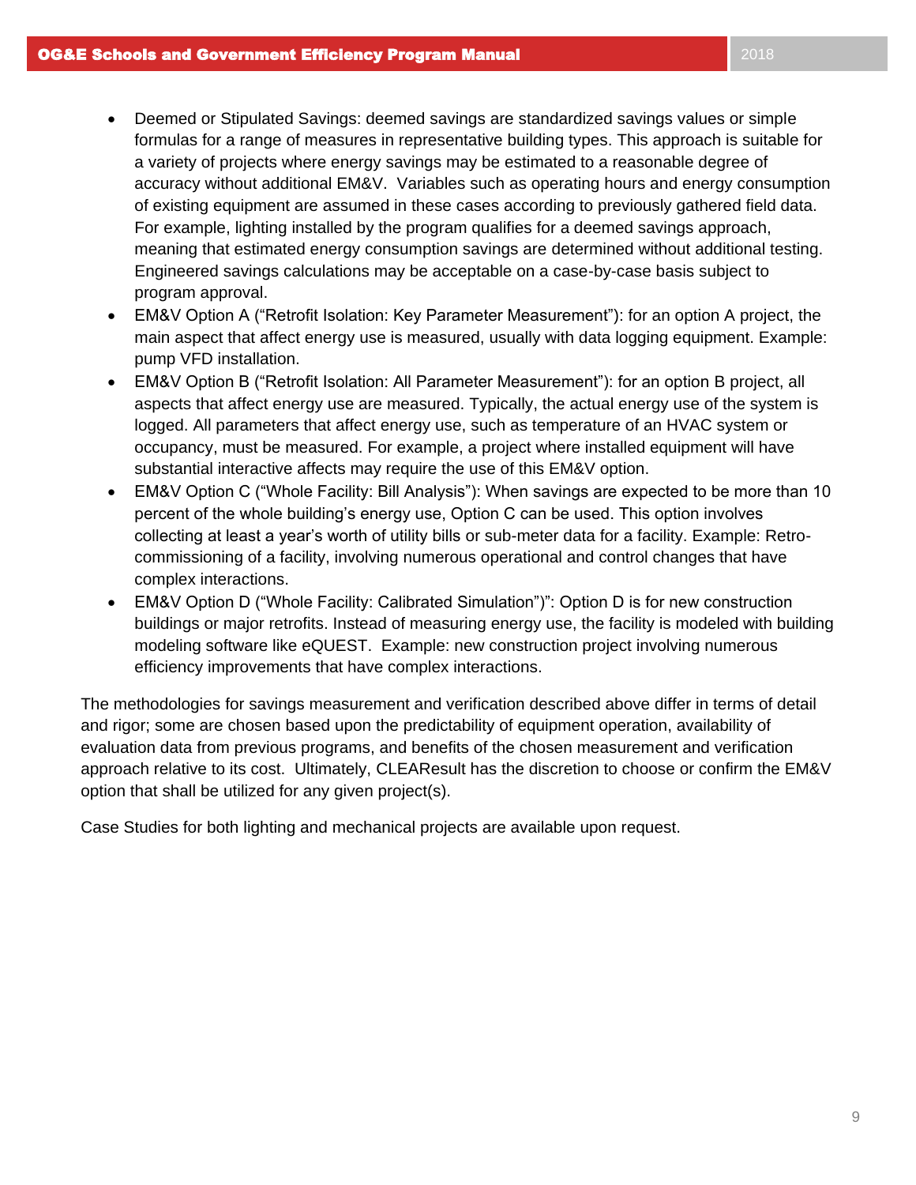- Deemed or Stipulated Savings: deemed savings are standardized savings values or simple formulas for a range of measures in representative building types. This approach is suitable for a variety of projects where energy savings may be estimated to a reasonable degree of accuracy without additional EM&V. Variables such as operating hours and energy consumption of existing equipment are assumed in these cases according to previously gathered field data. For example, lighting installed by the program qualifies for a deemed savings approach, meaning that estimated energy consumption savings are determined without additional testing. Engineered savings calculations may be acceptable on a case-by-case basis subject to program approval.
- EM&V Option A ("Retrofit Isolation: Key Parameter Measurement"): for an option A project, the main aspect that affect energy use is measured, usually with data logging equipment. Example: pump VFD installation.
- EM&V Option B ("Retrofit Isolation: All Parameter Measurement"): for an option B project, all aspects that affect energy use are measured. Typically, the actual energy use of the system is logged. All parameters that affect energy use, such as temperature of an HVAC system or occupancy, must be measured. For example, a project where installed equipment will have substantial interactive affects may require the use of this EM&V option.
- EM&V Option C ("Whole Facility: Bill Analysis"): When savings are expected to be more than 10 percent of the whole building's energy use, Option C can be used. This option involves collecting at least a year's worth of utility bills or sub-meter data for a facility. Example: Retro-commissioning of a facility, involving numerous operational and control changes that have complex interactions.
- EM&V Option D ("Whole Facility: Calibrated Simulation")": Option D is for new construction buildings or major retrofits. Instead of measuring energy use, the facility is modeled with building modeling software like eQUEST. Example: new construction project involving numerous efficiency improvements that have complex interactions.

The methodologies for savings measurement and verification described above differ in terms of detail and rigor; some are chosen based upon the predictability of equipment operation, availability of evaluation data from previous programs, and benefits of the chosen measurement and verification approach relative to its cost. Ultimately, CLEAResult has the discretion to choose or confirm the EM&V option that shall be utilized for any given project(s).

Case Studies for both lighting and mechanical projects are available upon request.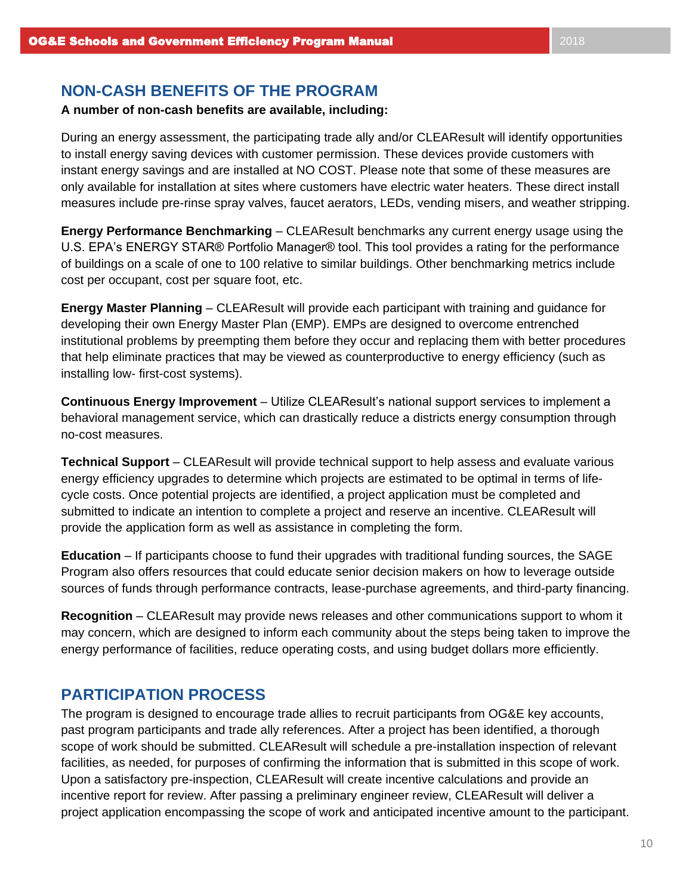## NON-CASH BENEFITS OF THE PROGRAM

**A number of non-cash benefits are available, including:**

During an energy assessment, the participating trade ally and/or CLEAResult will identify opportunities to install energy saving devices with customer permission. These devices provide customers with instant energy savings and are installed at NO COST. Please note that some of these measures are only available for installation at sites where customers have electric water heaters. These direct install measures include pre-rinse spray valves, faucet aerators, LEDs, vending misers, and weather stripping.

**Energy Performance Benchmarking** – CLEAResult benchmarks any current energy usage using the U.S. EPA's ENERGY STAR® Portfolio Manager® tool. This tool provides a rating for the performance of buildings on a scale of one to 100 relative to similar buildings. Other benchmarking metrics include cost per occupant, cost per square foot, etc.

**Energy Master Planning** – CLEAResult will provide each participant with training and guidance for developing their own Energy Master Plan (EMP). EMPs are designed to overcome entrenched institutional problems by preempting them before they occur and replacing them with better procedures that help eliminate practices that may be viewed as counterproductive to energy efficiency (such as installing low- first-cost systems).

**Continuous Energy Improvement** – Utilize CLEAResult's national support services to implement a behavioral management service, which can drastically reduce a districts energy consumption through no-cost measures.

**Technical Support** – CLEAResult will provide technical support to help assess and evaluate various energy efficiency upgrades to determine which projects are estimated to be optimal in terms of life-cycle costs. Once potential projects are identified, a project application must be completed and submitted to indicate an intention to complete a project and reserve an incentive. CLEAResult will provide the application form as well as assistance in completing the form.

**Education** – If participants choose to fund their upgrades with traditional funding sources, the SAGE Program also offers resources that could educate senior decision makers on how to leverage outside sources of funds through performance contracts, lease-purchase agreements, and third-party financing.

**Recognition** – CLEAResult may provide news releases and other communications support to whom it may concern, which are designed to inform each community about the steps being taken to improve the energy performance of facilities, reduce operating costs, and using budget dollars more efficiently.

## PARTICIPATION PROCESS

The program is designed to encourage trade allies to recruit participants from OG&E key accounts, past program participants and trade ally references. After a project has been identified, a thorough scope of work should be submitted. CLEAResult will schedule a pre-installation inspection of relevant facilities, as needed, for purposes of confirming the information that is submitted in this scope of work. Upon a satisfactory pre-inspection, CLEAResult will create incentive calculations and provide an incentive report for review. After passing a preliminary engineer review, CLEAResult will deliver a project application encompassing the scope of work and anticipated incentive amount to the participant.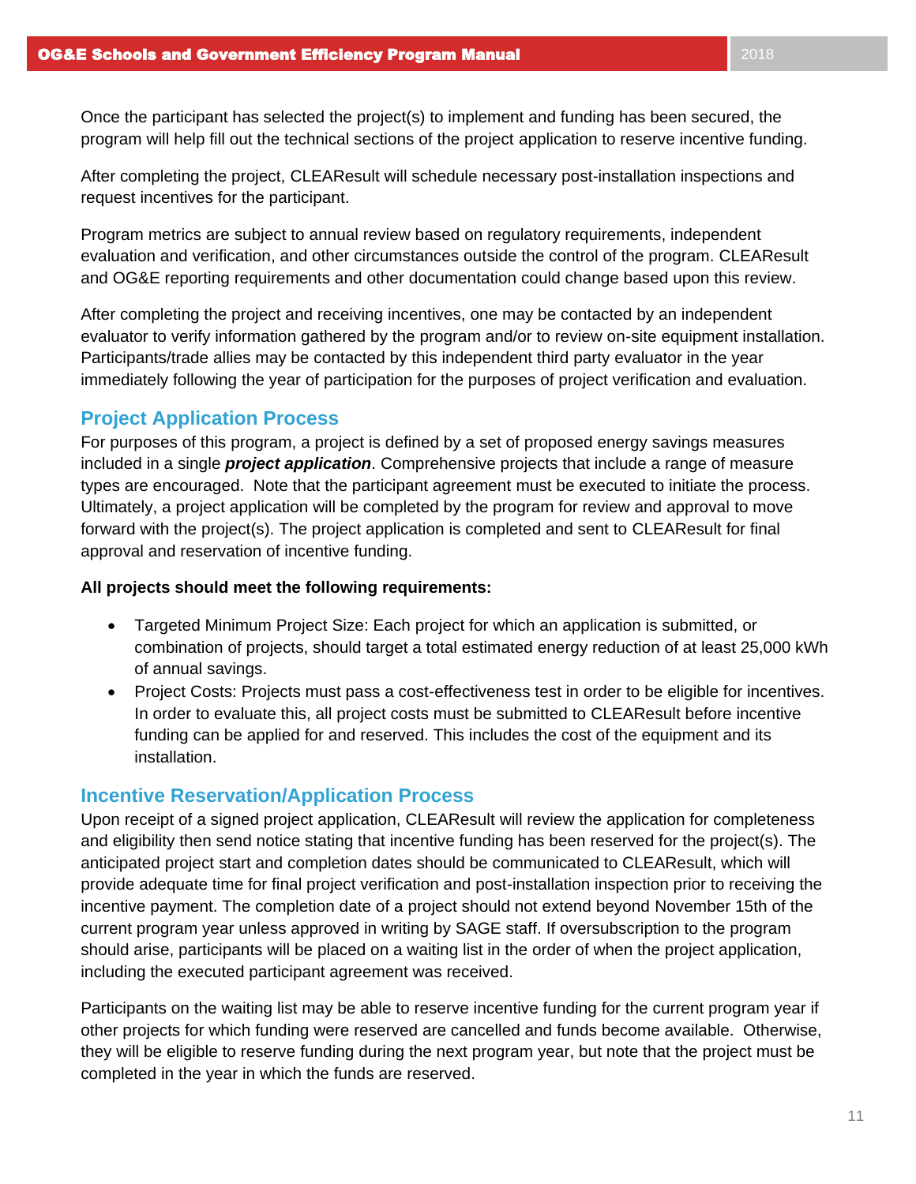Once the participant has selected the project(s) to implement and funding has been secured, the program will help fill out the technical sections of the project application to reserve incentive funding.

After completing the project, CLEAResult will schedule necessary post-installation inspections and request incentives for the participant.

Program metrics are subject to annual review based on regulatory requirements, independent evaluation and verification, and other circumstances outside the control of the program. CLEAResult and OG&E reporting requirements and other documentation could change based upon this review.

After completing the project and receiving incentives, one may be contacted by an independent evaluator to verify information gathered by the program and/or to review on-site equipment installation. Participants/trade allies may be contacted by this independent third party evaluator in the year immediately following the year of participation for the purposes of project verification and evaluation.

## Project Application Process

For purposes of this program, a project is defined by a set of proposed energy savings measures included in a single ***project application***. Comprehensive projects that include a range of measure types are encouraged. Note that the participant agreement must be executed to initiate the process. Ultimately, a project application will be completed by the program for review and approval to move forward with the project(s). The project application is completed and sent to CLEAResult for final approval and reservation of incentive funding.

**All projects should meet the following requirements:**

- Targeted Minimum Project Size: Each project for which an application is submitted, or combination of projects, should target a total estimated energy reduction of at least 25,000 kWh of annual savings.
- Project Costs: Projects must pass a cost-effectiveness test in order to be eligible for incentives. In order to evaluate this, all project costs must be submitted to CLEAResult before incentive funding can be applied for and reserved. This includes the cost of the equipment and its installation.

## Incentive Reservation/Application Process

Upon receipt of a signed project application, CLEAResult will review the application for completeness and eligibility then send notice stating that incentive funding has been reserved for the project(s). The anticipated project start and completion dates should be communicated to CLEAResult, which will provide adequate time for final project verification and post-installation inspection prior to receiving the incentive payment. The completion date of a project should not extend beyond November 15th of the current program year unless approved in writing by SAGE staff. If oversubscription to the program should arise, participants will be placed on a waiting list in the order of when the project application, including the executed participant agreement was received.

Participants on the waiting list may be able to reserve incentive funding for the current program year if other projects for which funding were reserved are cancelled and funds become available. Otherwise, they will be eligible to reserve funding during the next program year, but note that the project must be completed in the year in which the funds are reserved.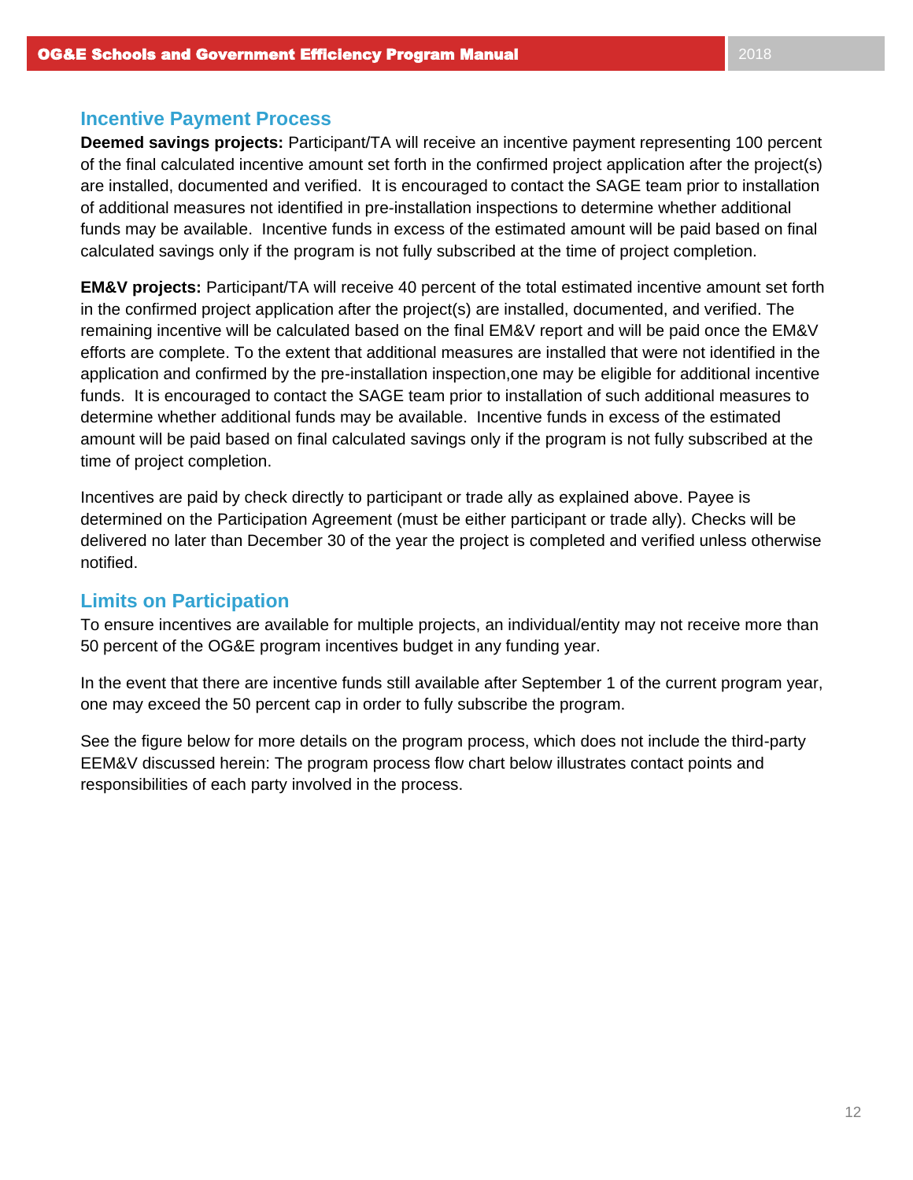## Incentive Payment Process

**Deemed savings projects:** Participant/TA will receive an incentive payment representing 100 percent of the final calculated incentive amount set forth in the confirmed project application after the project(s) are installed, documented and verified. It is encouraged to contact the SAGE team prior to installation of additional measures not identified in pre-installation inspections to determine whether additional funds may be available. Incentive funds in excess of the estimated amount will be paid based on final calculated savings only if the program is not fully subscribed at the time of project completion.

**EM&V projects:** Participant/TA will receive 40 percent of the total estimated incentive amount set forth in the confirmed project application after the project(s) are installed, documented, and verified. The remaining incentive will be calculated based on the final EM&V report and will be paid once the EM&V efforts are complete. To the extent that additional measures are installed that were not identified in the application and confirmed by the pre-installation inspection,one may be eligible for additional incentive funds. It is encouraged to contact the SAGE team prior to installation of such additional measures to determine whether additional funds may be available. Incentive funds in excess of the estimated amount will be paid based on final calculated savings only if the program is not fully subscribed at the time of project completion.

Incentives are paid by check directly to participant or trade ally as explained above. Payee is determined on the Participation Agreement (must be either participant or trade ally). Checks will be delivered no later than December 30 of the year the project is completed and verified unless otherwise notified.

## Limits on Participation

To ensure incentives are available for multiple projects, an individual/entity may not receive more than 50 percent of the OG&E program incentives budget in any funding year.

In the event that there are incentive funds still available after September 1 of the current program year, one may exceed the 50 percent cap in order to fully subscribe the program.

See the figure below for more details on the program process, which does not include the third-party EEM&V discussed herein: The program process flow chart below illustrates contact points and responsibilities of each party involved in the process.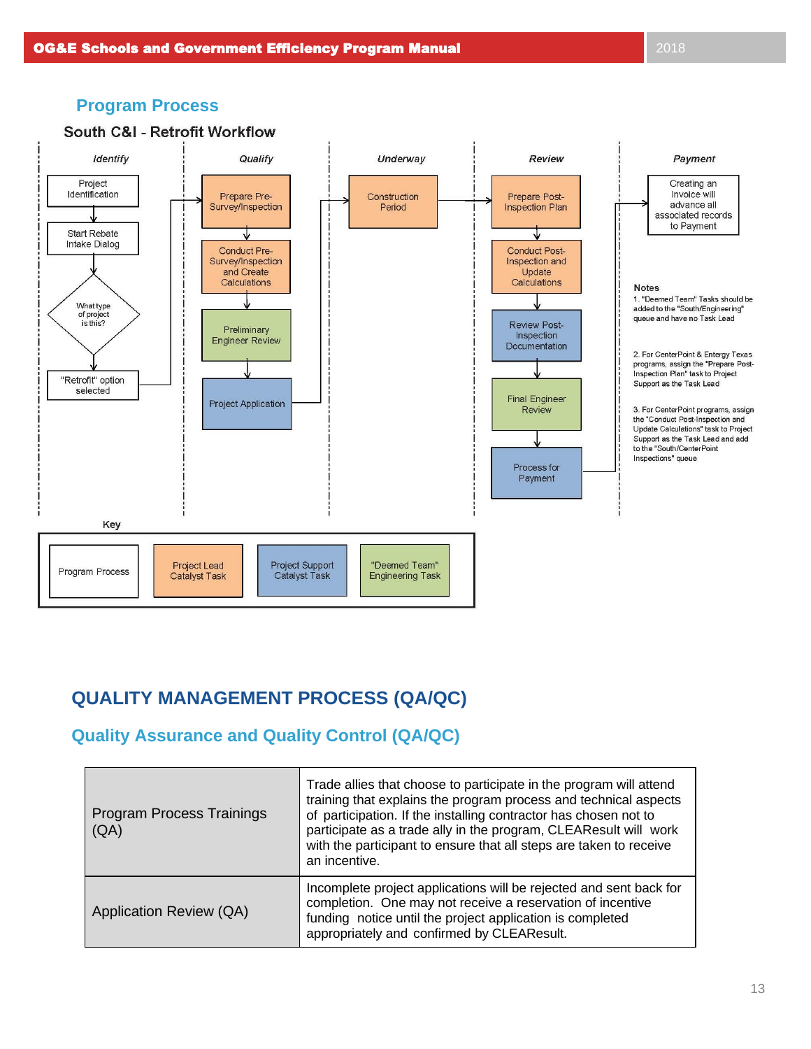## Program Process

### South C&I - Retrofit Workflow

**Identify**

- Project Identification
- Start Rebate Intake Dialog
- What type of project is this?
- "Retrofit" option selected

**Qualify**

- Prepare Pre-Survey/Inspection
- Conduct Pre-Survey/Inspection and Create Calculations
- Preliminary Engineer Review
- Project Application

**Underway**

- Construction Period

**Review**

- Prepare Post-Inspection Plan
- Conduct Post-Inspection and Update Calculations
- Review Post-Inspection Documentation
- Final Engineer Review
- Process for Payment

**Payment**

- Creating an Invoice will advance all associated records to Payment

**Notes**

1. "Deemed Team" Tasks should be added to the "South/Engineering" queue and have no Task Lead
2. For CenterPoint & Entergy Texas programs, assign the "Prepare Post-Inspection Plan" task to Project Support as the Task Lead
3. For CenterPoint programs, assign the "Conduct Post-Inspection and Update Calculations" task to Project Support as the Task Lead and add to the "South/CenterPoint Inspections" queue

**Key**

| Program Process | Project Lead Catalyst Task | Project Support Catalyst Task | "Deemed Team" Engineering Task |
|---|---|---|---|

# QUALITY MANAGEMENT PROCESS (QA/QC)

## Quality Assurance and Quality Control (QA/QC)

| | |
|---|---|
| Program Process Trainings (QA) | Trade allies that choose to participate in the program will attend training that explains the program process and technical aspects of participation. If the installing contractor has chosen not to participate as a trade ally in the program, CLEAResult will work with the participant to ensure that all steps are taken to receive an incentive. |
| Application Review (QA) | Incomplete project applications will be rejected and sent back for completion. One may not receive a reservation of incentive funding notice until the project application is completed appropriately and confirmed by CLEAResult. |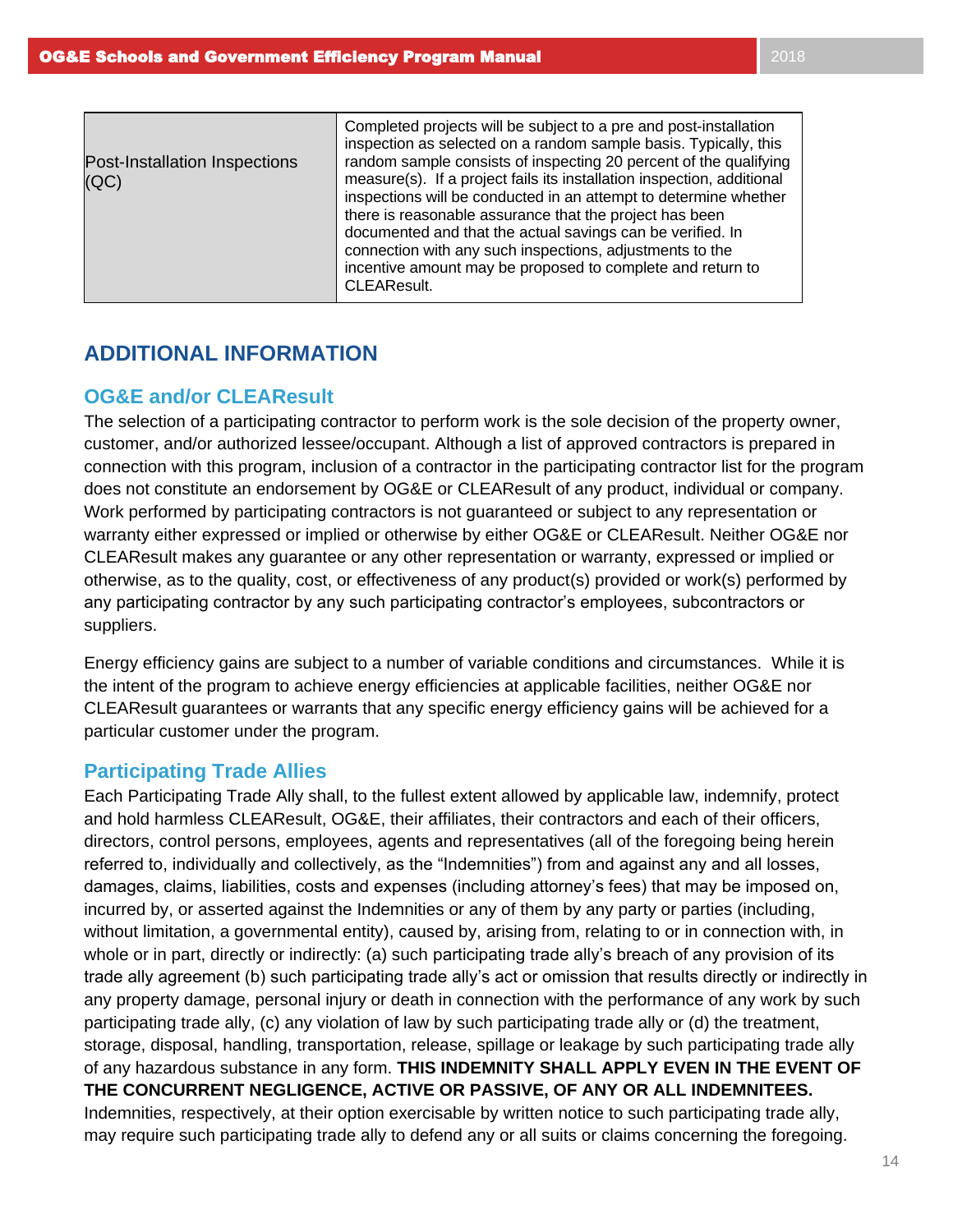| | |
|---|---|
| Post-Installation Inspections (QC) | Completed projects will be subject to a pre and post-installation inspection as selected on a random sample basis. Typically, this random sample consists of inspecting 20 percent of the qualifying measure(s). If a project fails its installation inspection, additional inspections will be conducted in an attempt to determine whether there is reasonable assurance that the project has been documented and that the actual savings can be verified. In connection with any such inspections, adjustments to the incentive amount may be proposed to complete and return to CLEAResult. |

## ADDITIONAL INFORMATION

### OG&E and/or CLEAResult

The selection of a participating contractor to perform work is the sole decision of the property owner, customer, and/or authorized lessee/occupant. Although a list of approved contractors is prepared in connection with this program, inclusion of a contractor in the participating contractor list for the program does not constitute an endorsement by OG&E or CLEAResult of any product, individual or company. Work performed by participating contractors is not guaranteed or subject to any representation or warranty either expressed or implied or otherwise by either OG&E or CLEAResult. Neither OG&E nor CLEAResult makes any guarantee or any other representation or warranty, expressed or implied or otherwise, as to the quality, cost, or effectiveness of any product(s) provided or work(s) performed by any participating contractor by any such participating contractor's employees, subcontractors or suppliers.

Energy efficiency gains are subject to a number of variable conditions and circumstances. While it is the intent of the program to achieve energy efficiencies at applicable facilities, neither OG&E nor CLEAResult guarantees or warrants that any specific energy efficiency gains will be achieved for a particular customer under the program.

### Participating Trade Allies

Each Participating Trade Ally shall, to the fullest extent allowed by applicable law, indemnify, protect and hold harmless CLEAResult, OG&E, their affiliates, their contractors and each of their officers, directors, control persons, employees, agents and representatives (all of the foregoing being herein referred to, individually and collectively, as the "Indemnities") from and against any and all losses, damages, claims, liabilities, costs and expenses (including attorney's fees) that may be imposed on, incurred by, or asserted against the Indemnities or any of them by any party or parties (including, without limitation, a governmental entity), caused by, arising from, relating to or in connection with, in whole or in part, directly or indirectly: (a) such participating trade ally's breach of any provision of its trade ally agreement (b) such participating trade ally's act or omission that results directly or indirectly in any property damage, personal injury or death in connection with the performance of any work by such participating trade ally, (c) any violation of law by such participating trade ally or (d) the treatment, storage, disposal, handling, transportation, release, spillage or leakage by such participating trade ally of any hazardous substance in any form. **THIS INDEMNITY SHALL APPLY EVEN IN THE EVENT OF THE CONCURRENT NEGLIGENCE, ACTIVE OR PASSIVE, OF ANY OR ALL INDEMNITEES.** Indemnities, respectively, at their option exercisable by written notice to such participating trade ally, may require such participating trade ally to defend any or all suits or claims concerning the foregoing.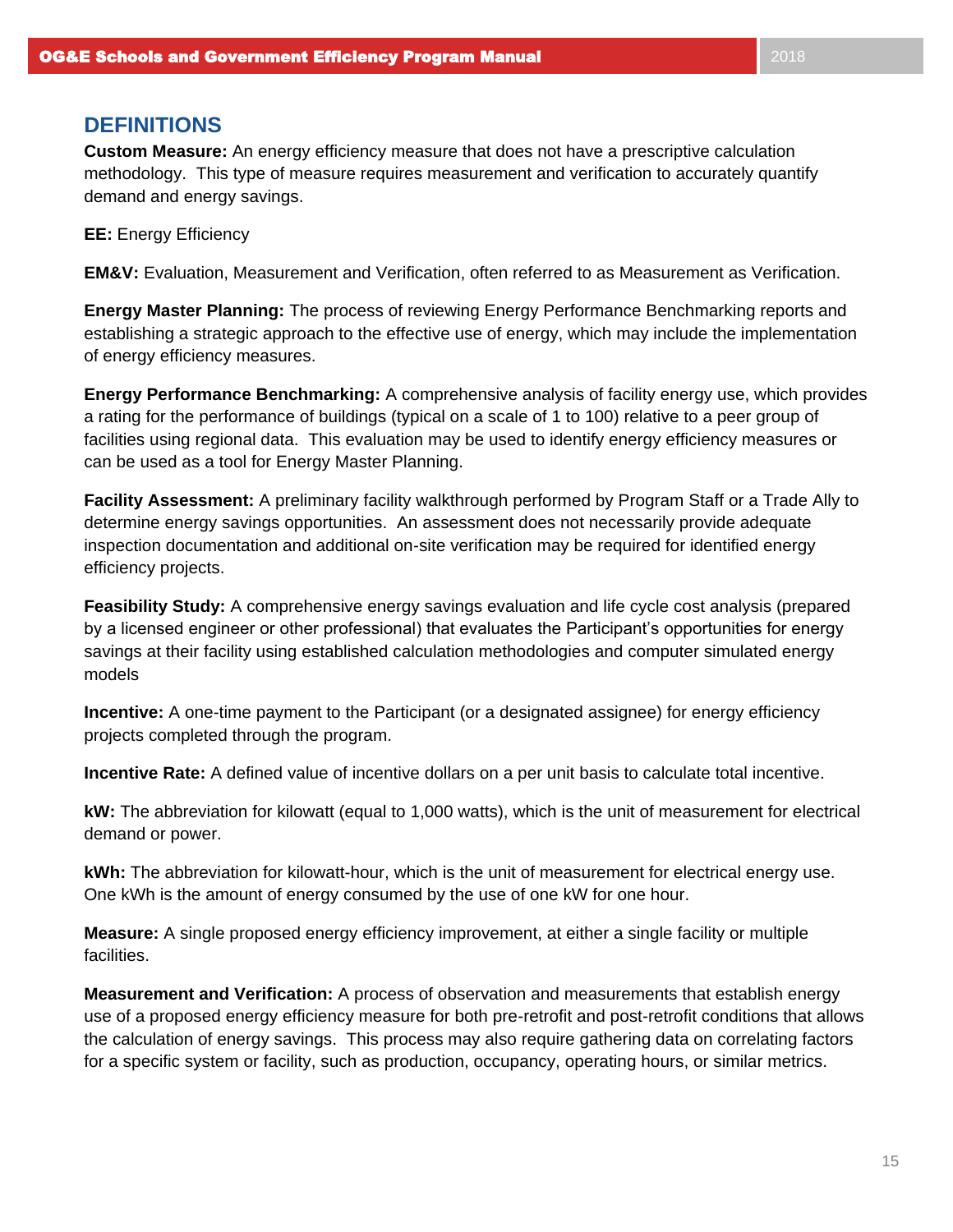## DEFINITIONS

**Custom Measure:** An energy efficiency measure that does not have a prescriptive calculation methodology. This type of measure requires measurement and verification to accurately quantify demand and energy savings.

**EE:** Energy Efficiency

**EM&V:** Evaluation, Measurement and Verification, often referred to as Measurement as Verification.

**Energy Master Planning:** The process of reviewing Energy Performance Benchmarking reports and establishing a strategic approach to the effective use of energy, which may include the implementation of energy efficiency measures.

**Energy Performance Benchmarking:** A comprehensive analysis of facility energy use, which provides a rating for the performance of buildings (typical on a scale of 1 to 100) relative to a peer group of facilities using regional data. This evaluation may be used to identify energy efficiency measures or can be used as a tool for Energy Master Planning.

**Facility Assessment:** A preliminary facility walkthrough performed by Program Staff or a Trade Ally to determine energy savings opportunities. An assessment does not necessarily provide adequate inspection documentation and additional on-site verification may be required for identified energy efficiency projects.

**Feasibility Study:** A comprehensive energy savings evaluation and life cycle cost analysis (prepared by a licensed engineer or other professional) that evaluates the Participant's opportunities for energy savings at their facility using established calculation methodologies and computer simulated energy models

**Incentive:** A one-time payment to the Participant (or a designated assignee) for energy efficiency projects completed through the program.

**Incentive Rate:** A defined value of incentive dollars on a per unit basis to calculate total incentive.

**kW:** The abbreviation for kilowatt (equal to 1,000 watts), which is the unit of measurement for electrical demand or power.

**kWh:** The abbreviation for kilowatt-hour, which is the unit of measurement for electrical energy use. One kWh is the amount of energy consumed by the use of one kW for one hour.

**Measure:** A single proposed energy efficiency improvement, at either a single facility or multiple facilities.

**Measurement and Verification:** A process of observation and measurements that establish energy use of a proposed energy efficiency measure for both pre-retrofit and post-retrofit conditions that allows the calculation of energy savings. This process may also require gathering data on correlating factors for a specific system or facility, such as production, occupancy, operating hours, or similar metrics.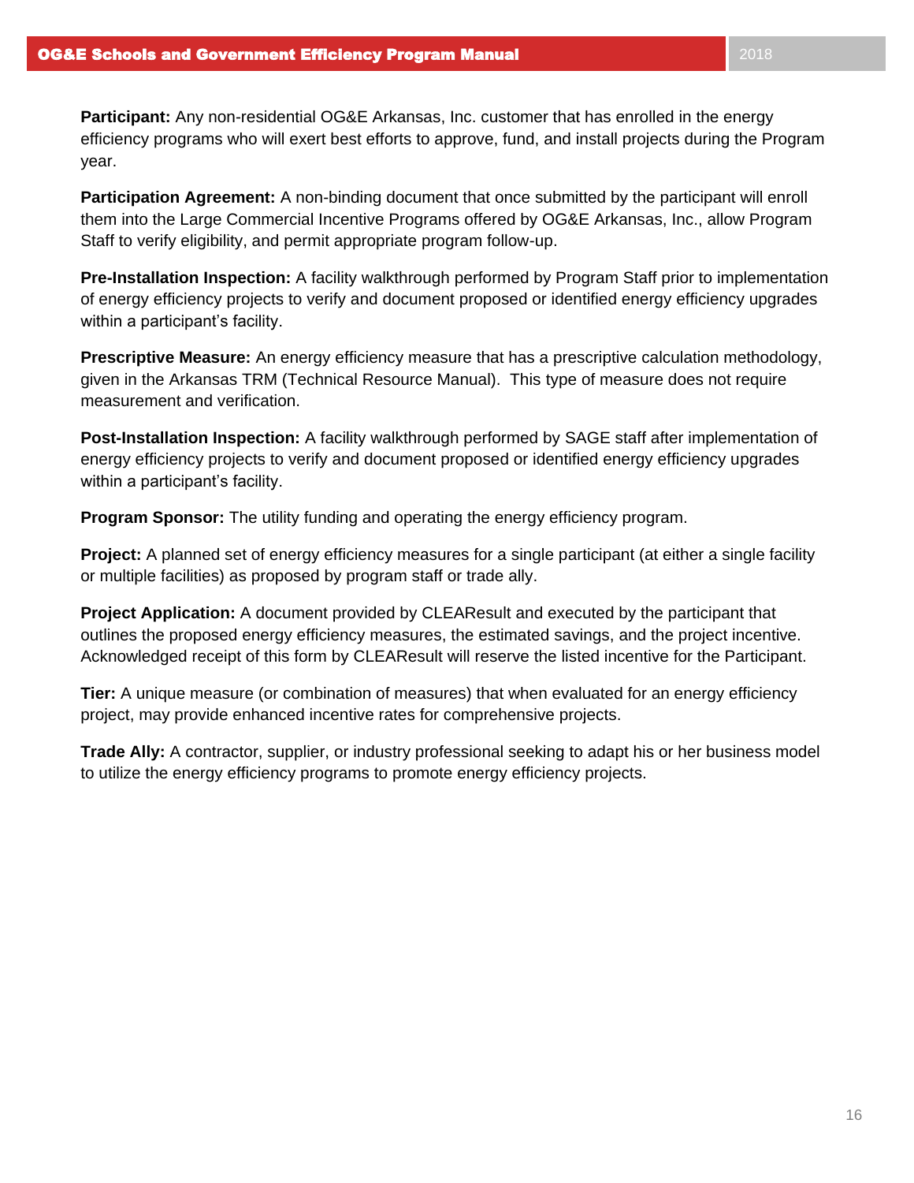**Participant:** Any non-residential OG&E Arkansas, Inc. customer that has enrolled in the energy efficiency programs who will exert best efforts to approve, fund, and install projects during the Program year.

**Participation Agreement:** A non-binding document that once submitted by the participant will enroll them into the Large Commercial Incentive Programs offered by OG&E Arkansas, Inc., allow Program Staff to verify eligibility, and permit appropriate program follow-up.

**Pre-Installation Inspection:** A facility walkthrough performed by Program Staff prior to implementation of energy efficiency projects to verify and document proposed or identified energy efficiency upgrades within a participant's facility.

**Prescriptive Measure:** An energy efficiency measure that has a prescriptive calculation methodology, given in the Arkansas TRM (Technical Resource Manual). This type of measure does not require measurement and verification.

**Post-Installation Inspection:** A facility walkthrough performed by SAGE staff after implementation of energy efficiency projects to verify and document proposed or identified energy efficiency upgrades within a participant's facility.

**Program Sponsor:** The utility funding and operating the energy efficiency program.

**Project:** A planned set of energy efficiency measures for a single participant (at either a single facility or multiple facilities) as proposed by program staff or trade ally.

**Project Application:** A document provided by CLEAResult and executed by the participant that outlines the proposed energy efficiency measures, the estimated savings, and the project incentive. Acknowledged receipt of this form by CLEAResult will reserve the listed incentive for the Participant.

**Tier:** A unique measure (or combination of measures) that when evaluated for an energy efficiency project, may provide enhanced incentive rates for comprehensive projects.

**Trade Ally:** A contractor, supplier, or industry professional seeking to adapt his or her business model to utilize the energy efficiency programs to promote energy efficiency projects.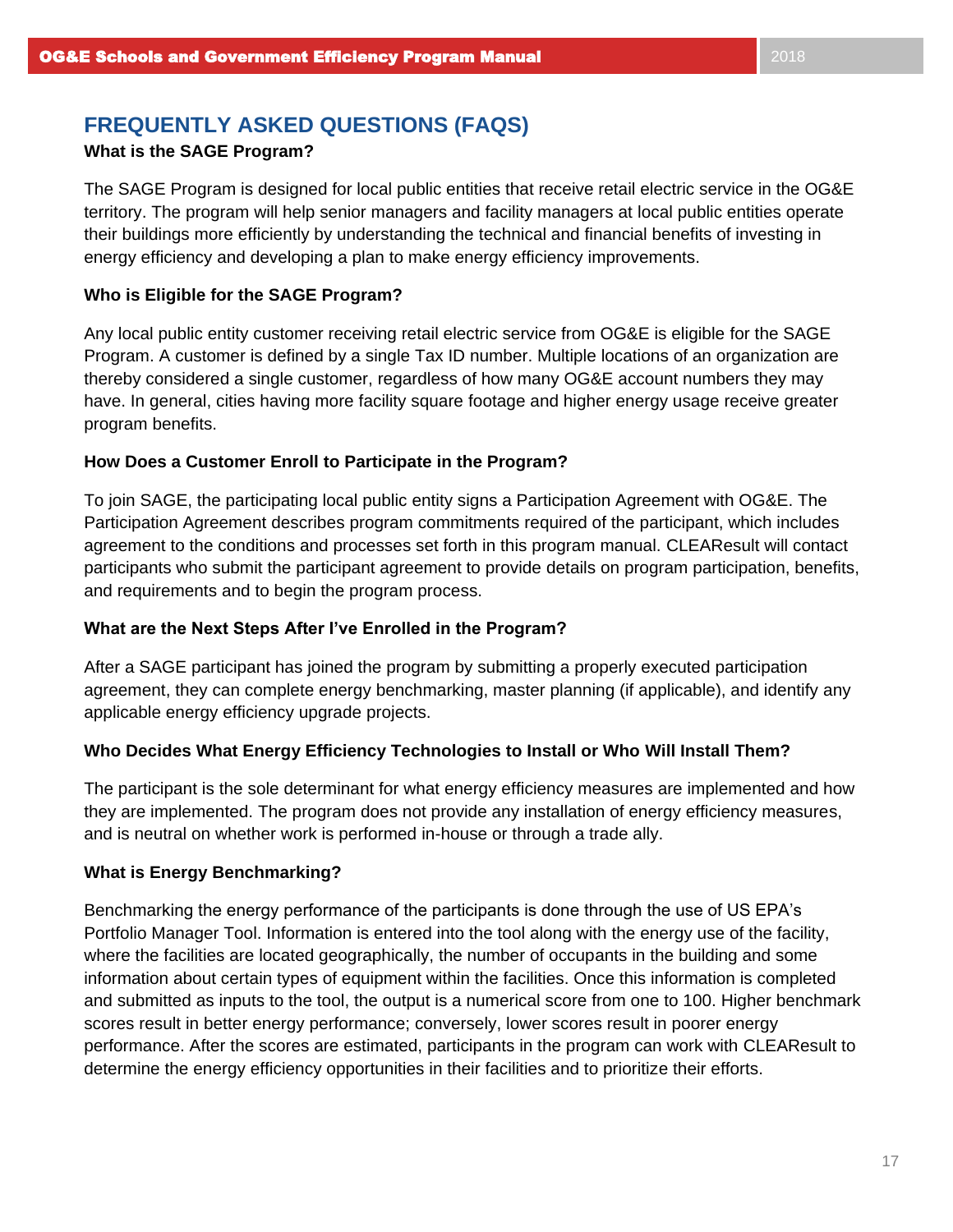## FREQUENTLY ASKED QUESTIONS (FAQS)

**What is the SAGE Program?**

The SAGE Program is designed for local public entities that receive retail electric service in the OG&E territory. The program will help senior managers and facility managers at local public entities operate their buildings more efficiently by understanding the technical and financial benefits of investing in energy efficiency and developing a plan to make energy efficiency improvements.

**Who is Eligible for the SAGE Program?**

Any local public entity customer receiving retail electric service from OG&E is eligible for the SAGE Program. A customer is defined by a single Tax ID number. Multiple locations of an organization are thereby considered a single customer, regardless of how many OG&E account numbers they may have. In general, cities having more facility square footage and higher energy usage receive greater program benefits.

**How Does a Customer Enroll to Participate in the Program?**

To join SAGE, the participating local public entity signs a Participation Agreement with OG&E. The Participation Agreement describes program commitments required of the participant, which includes agreement to the conditions and processes set forth in this program manual. CLEAResult will contact participants who submit the participant agreement to provide details on program participation, benefits, and requirements and to begin the program process.

**What are the Next Steps After I've Enrolled in the Program?**

After a SAGE participant has joined the program by submitting a properly executed participation agreement, they can complete energy benchmarking, master planning (if applicable), and identify any applicable energy efficiency upgrade projects.

**Who Decides What Energy Efficiency Technologies to Install or Who Will Install Them?**

The participant is the sole determinant for what energy efficiency measures are implemented and how they are implemented. The program does not provide any installation of energy efficiency measures, and is neutral on whether work is performed in-house or through a trade ally.

**What is Energy Benchmarking?**

Benchmarking the energy performance of the participants is done through the use of US EPA's Portfolio Manager Tool. Information is entered into the tool along with the energy use of the facility, where the facilities are located geographically, the number of occupants in the building and some information about certain types of equipment within the facilities. Once this information is completed and submitted as inputs to the tool, the output is a numerical score from one to 100. Higher benchmark scores result in better energy performance; conversely, lower scores result in poorer energy performance. After the scores are estimated, participants in the program can work with CLEAResult to determine the energy efficiency opportunities in their facilities and to prioritize their efforts.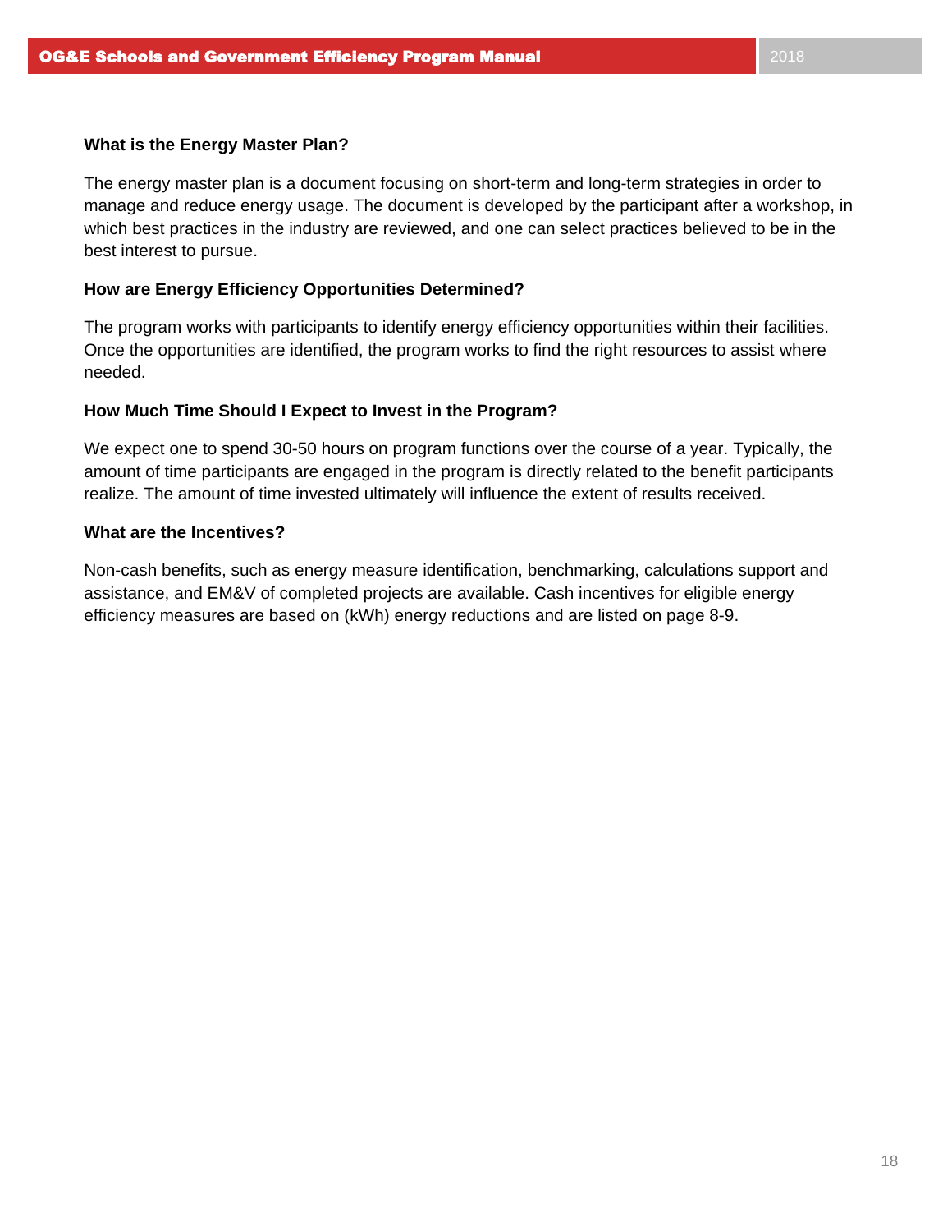**What is the Energy Master Plan?**

The energy master plan is a document focusing on short-term and long-term strategies in order to manage and reduce energy usage. The document is developed by the participant after a workshop, in which best practices in the industry are reviewed, and one can select practices believed to be in the best interest to pursue.

**How are Energy Efficiency Opportunities Determined?**

The program works with participants to identify energy efficiency opportunities within their facilities. Once the opportunities are identified, the program works to find the right resources to assist where needed.

**How Much Time Should I Expect to Invest in the Program?**

We expect one to spend 30-50 hours on program functions over the course of a year. Typically, the amount of time participants are engaged in the program is directly related to the benefit participants realize. The amount of time invested ultimately will influence the extent of results received.

**What are the Incentives?**

Non-cash benefits, such as energy measure identification, benchmarking, calculations support and assistance, and EM&V of completed projects are available. Cash incentives for eligible energy efficiency measures are based on (kWh) energy reductions and are listed on page 8-9.